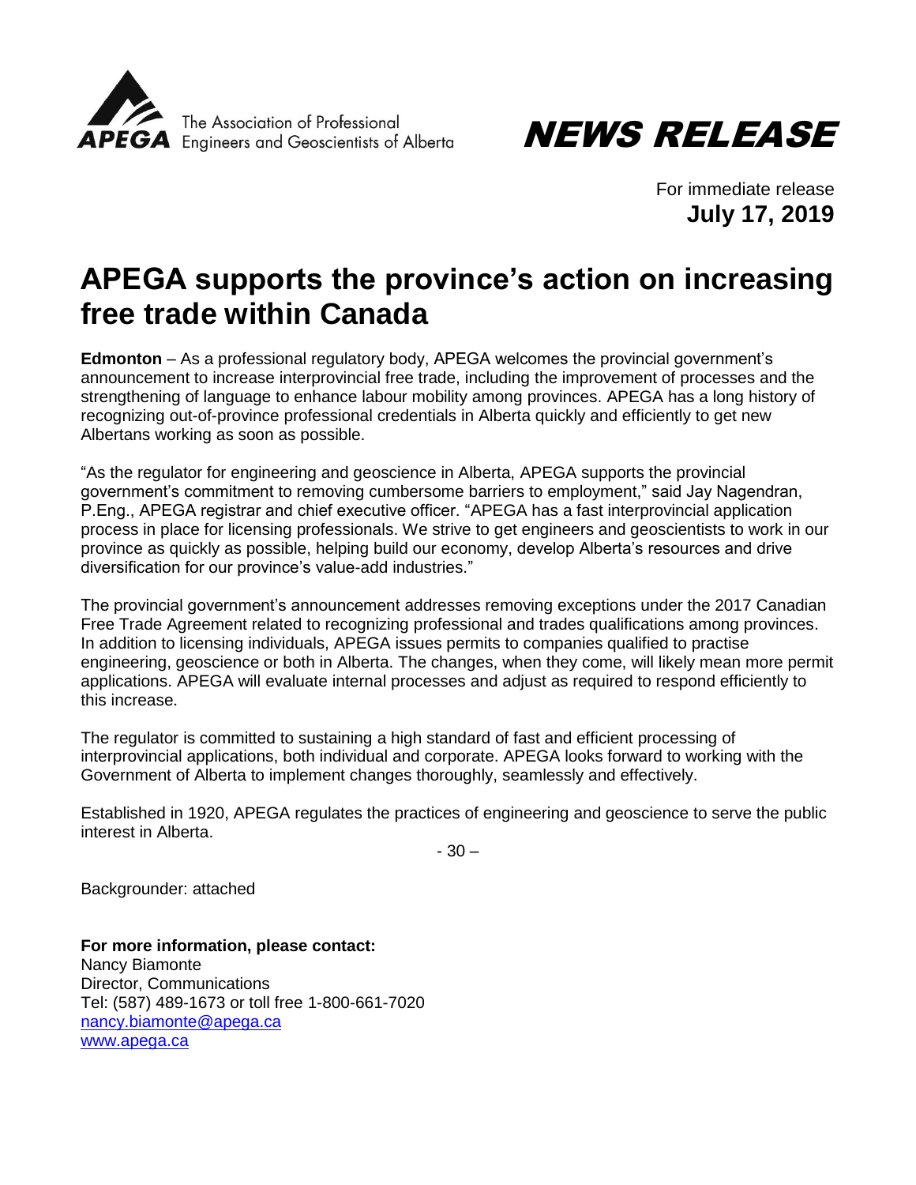The Association of Professional Engineers and Geoscientists of Alberta

**APEGA**

# NEWS RELEASE

For immediate release
**July 17, 2019**

# APEGA supports the province's action on increasing free trade within Canada

**Edmonton** – As a professional regulatory body, APEGA welcomes the provincial government's announcement to increase interprovincial free trade, including the improvement of processes and the strengthening of language to enhance labour mobility among provinces. APEGA has a long history of recognizing out-of-province professional credentials in Alberta quickly and efficiently to get new Albertans working as soon as possible.

"As the regulator for engineering and geoscience in Alberta, APEGA supports the provincial government's commitment to removing cumbersome barriers to employment," said Jay Nagendran, P.Eng., APEGA registrar and chief executive officer. "APEGA has a fast interprovincial application process in place for licensing professionals. We strive to get engineers and geoscientists to work in our province as quickly as possible, helping build our economy, develop Alberta's resources and drive diversification for our province's value-add industries."

The provincial government's announcement addresses removing exceptions under the 2017 Canadian Free Trade Agreement related to recognizing professional and trades qualifications among provinces. In addition to licensing individuals, APEGA issues permits to companies qualified to practise engineering, geoscience or both in Alberta. The changes, when they come, will likely mean more permit applications. APEGA will evaluate internal processes and adjust as required to respond efficiently to this increase.

The regulator is committed to sustaining a high standard of fast and efficient processing of interprovincial applications, both individual and corporate. APEGA looks forward to working with the Government of Alberta to implement changes thoroughly, seamlessly and effectively.

Established in 1920, APEGA regulates the practices of engineering and geoscience to serve the public interest in Alberta.

- 30 –

Backgrounder: attached

**For more information, please contact:**
Nancy Biamonte
Director, Communications
Tel: (587) 489-1673 or toll free 1-800-661-7020
nancy.biamonte@apega.ca
www.apega.ca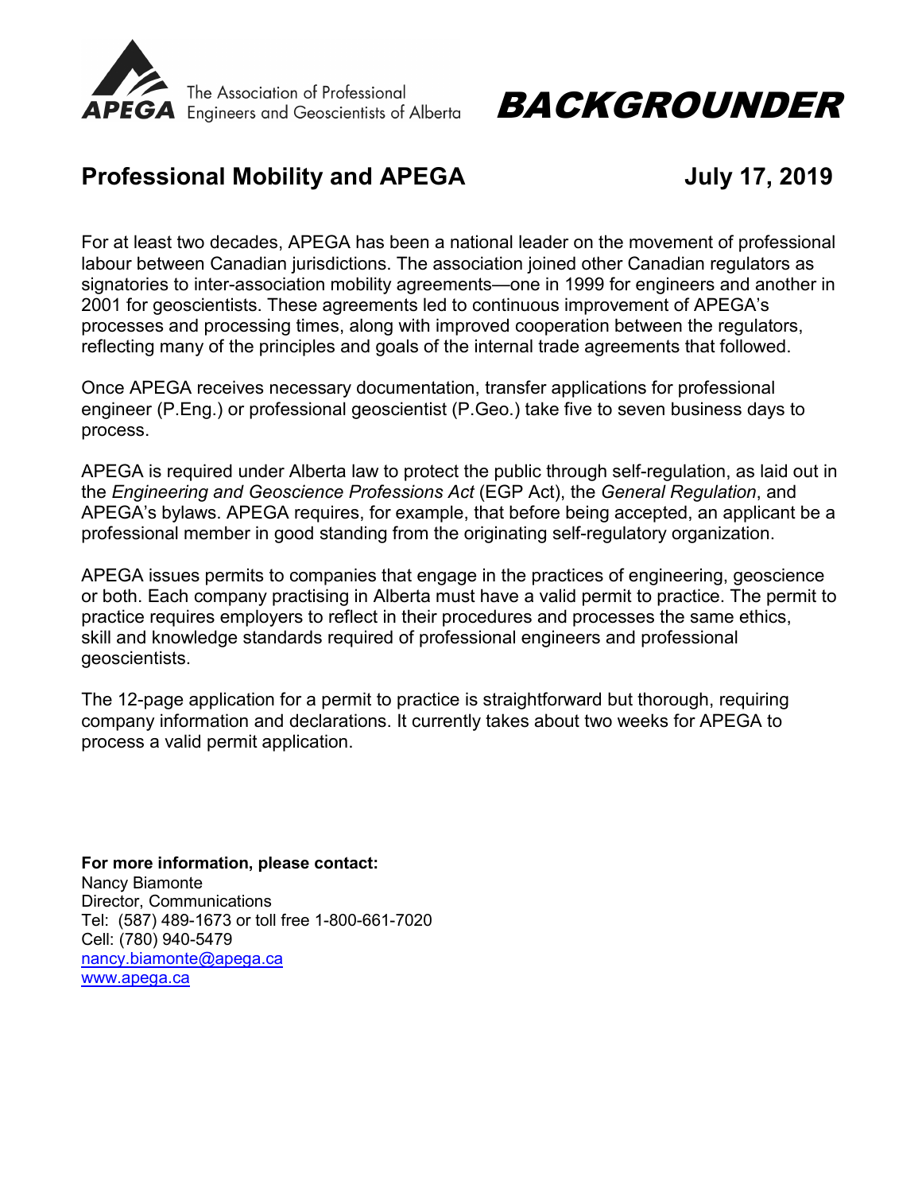The Association of Professional Engineers and Geoscientists of Alberta

# BACKGROUNDER

## Professional Mobility and APEGA

**July 17, 2019**

For at least two decades, APEGA has been a national leader on the movement of professional labour between Canadian jurisdictions. The association joined other Canadian regulators as signatories to inter-association mobility agreements—one in 1999 for engineers and another in 2001 for geoscientists. These agreements led to continuous improvement of APEGA's processes and processing times, along with improved cooperation between the regulators, reflecting many of the principles and goals of the internal trade agreements that followed.

Once APEGA receives necessary documentation, transfer applications for professional engineer (P.Eng.) or professional geoscientist (P.Geo.) take five to seven business days to process.

APEGA is required under Alberta law to protect the public through self-regulation, as laid out in the *Engineering and Geoscience Professions Act* (EGP Act), the *General Regulation*, and APEGA's bylaws. APEGA requires, for example, that before being accepted, an applicant be a professional member in good standing from the originating self-regulatory organization.

APEGA issues permits to companies that engage in the practices of engineering, geoscience or both. Each company practising in Alberta must have a valid permit to practice. The permit to practice requires employers to reflect in their procedures and processes the same ethics, skill and knowledge standards required of professional engineers and professional geoscientists.

The 12-page application for a permit to practice is straightforward but thorough, requiring company information and declarations. It currently takes about two weeks for APEGA to process a valid permit application.

**For more information, please contact:**
Nancy Biamonte
Director, Communications
Tel: (587) 489-1673 or toll free 1-800-661-7020
Cell: (780) 940-5479
nancy.biamonte@apega.ca
www.apega.ca